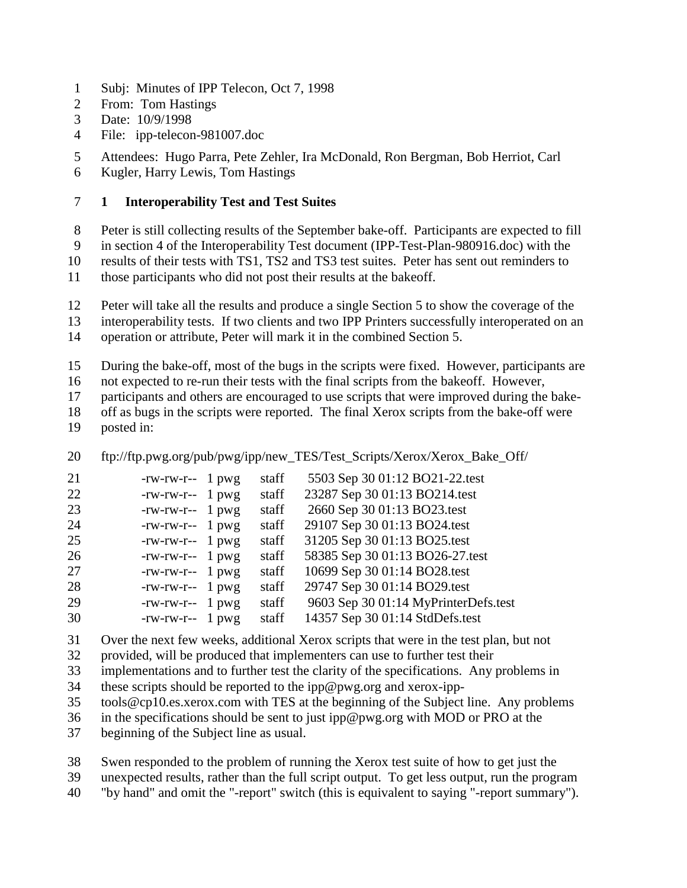Subj: Minutes of IPP Telecon, Oct 7, 1998
From: Tom Hastings
Date: 10/9/1998
File: ipp-telecon-981007.doc

Attendees: Hugo Parra, Pete Zehler, Ira McDonald, Ron Bergman, Bob Herriot, Carl Kugler, Harry Lewis, Tom Hastings

## 1 Interoperability Test and Test Suites

Peter is still collecting results of the September bake-off. Participants are expected to fill in section 4 of the Interoperability Test document (IPP-Test-Plan-980916.doc) with the results of their tests with TS1, TS2 and TS3 test suites. Peter has sent out reminders to those participants who did not post their results at the bakeoff.

Peter will take all the results and produce a single Section 5 to show the coverage of the interoperability tests. If two clients and two IPP Printers successfully interoperated on an operation or attribute, Peter will mark it in the combined Section 5.

During the bake-off, most of the bugs in the scripts were fixed. However, participants are not expected to re-run their tests with the final scripts from the bakeoff. However, participants and others are encouraged to use scripts that were improved during the bake-off as bugs in the scripts were reported. The final Xerox scripts from the bake-off were posted in:

ftp://ftp.pwg.org/pub/pwg/ipp/new_TES/Test_Scripts/Xerox/Xerox_Bake_Off/

```
-rw-rw-r--  1 pwg   staff    5503 Sep 30 01:12 BO21-22.test
-rw-rw-r--  1 pwg   staff   23287 Sep 30 01:13 BO214.test
-rw-rw-r--  1 pwg   staff    2660 Sep 30 01:13 BO23.test
-rw-rw-r--  1 pwg   staff   29107 Sep 30 01:13 BO24.test
-rw-rw-r--  1 pwg   staff   31205 Sep 30 01:13 BO25.test
-rw-rw-r--  1 pwg   staff   58385 Sep 30 01:13 BO26-27.test
-rw-rw-r--  1 pwg   staff   10699 Sep 30 01:14 BO28.test
-rw-rw-r--  1 pwg   staff   29747 Sep 30 01:14 BO29.test
-rw-rw-r--  1 pwg   staff    9603 Sep 30 01:14 MyPrinterDefs.test
-rw-rw-r--  1 pwg   staff   14357 Sep 30 01:14 StdDefs.test
```

Over the next few weeks, additional Xerox scripts that were in the test plan, but not provided, will be produced that implementers can use to further test their implementations and to further test the clarity of the specifications. Any problems in these scripts should be reported to the ipp@pwg.org and xerox-ipp-tools@cp10.es.xerox.com with TES at the beginning of the Subject line. Any problems in the specifications should be sent to just ipp@pwg.org with MOD or PRO at the beginning of the Subject line as usual.

Swen responded to the problem of running the Xerox test suite of how to get just the unexpected results, rather than the full script output. To get less output, run the program "by hand" and omit the "-report" switch (this is equivalent to saying "-report summary").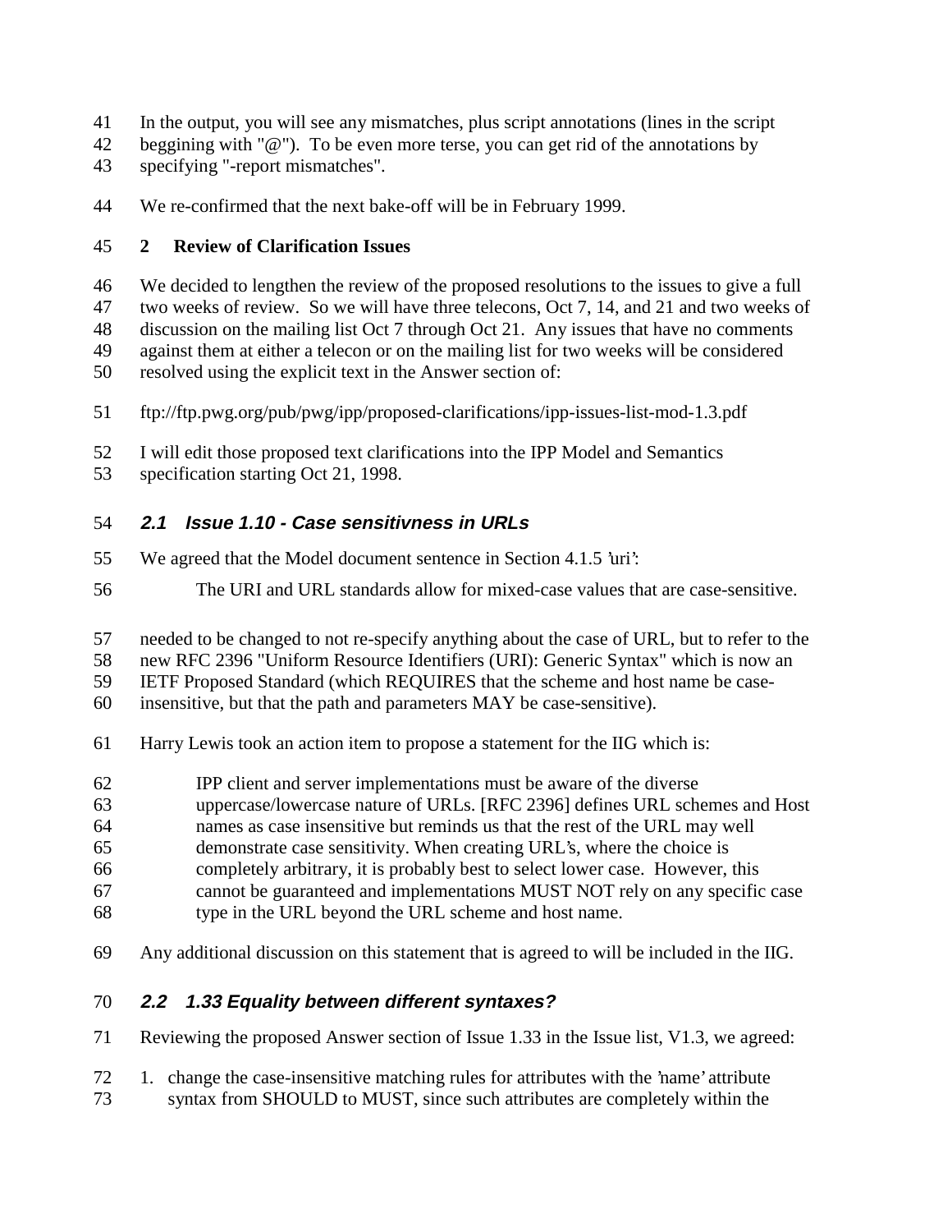In the output, you will see any mismatches, plus script annotations (lines in the script beggining with "@"). To be even more terse, you can get rid of the annotations by specifying "-report mismatches".

We re-confirmed that the next bake-off will be in February 1999.

## 2 Review of Clarification Issues

We decided to lengthen the review of the proposed resolutions to the issues to give a full two weeks of review. So we will have three telecons, Oct 7, 14, and 21 and two weeks of discussion on the mailing list Oct 7 through Oct 21. Any issues that have no comments against them at either a telecon or on the mailing list for two weeks will be considered resolved using the explicit text in the Answer section of:

ftp://ftp.pwg.org/pub/pwg/ipp/proposed-clarifications/ipp-issues-list-mod-1.3.pdf

I will edit those proposed text clarifications into the IPP Model and Semantics specification starting Oct 21, 1998.

### *2.1 Issue 1.10 - Case sensitivness in URLs*

We agreed that the Model document sentence in Section 4.1.5 'uri':

> The URI and URL standards allow for mixed-case values that are case-sensitive.

needed to be changed to not re-specify anything about the case of URL, but to refer to the new RFC 2396 "Uniform Resource Identifiers (URI): Generic Syntax" which is now an IETF Proposed Standard (which REQUIRES that the scheme and host name be case-insensitive, but that the path and parameters MAY be case-sensitive).

Harry Lewis took an action item to propose a statement for the IIG which is:

> IPP client and server implementations must be aware of the diverse uppercase/lowercase nature of URLs. [RFC 2396] defines URL schemes and Host names as case insensitive but reminds us that the rest of the URL may well demonstrate case sensitivity. When creating URL's, where the choice is completely arbitrary, it is probably best to select lower case. However, this cannot be guaranteed and implementations MUST NOT rely on any specific case type in the URL beyond the URL scheme and host name.

Any additional discussion on this statement that is agreed to will be included in the IIG.

### *2.2 1.33 Equality between different syntaxes?*

Reviewing the proposed Answer section of Issue 1.33 in the Issue list, V1.3, we agreed:

1. change the case-insensitive matching rules for attributes with the 'name' attribute syntax from SHOULD to MUST, since such attributes are completely within the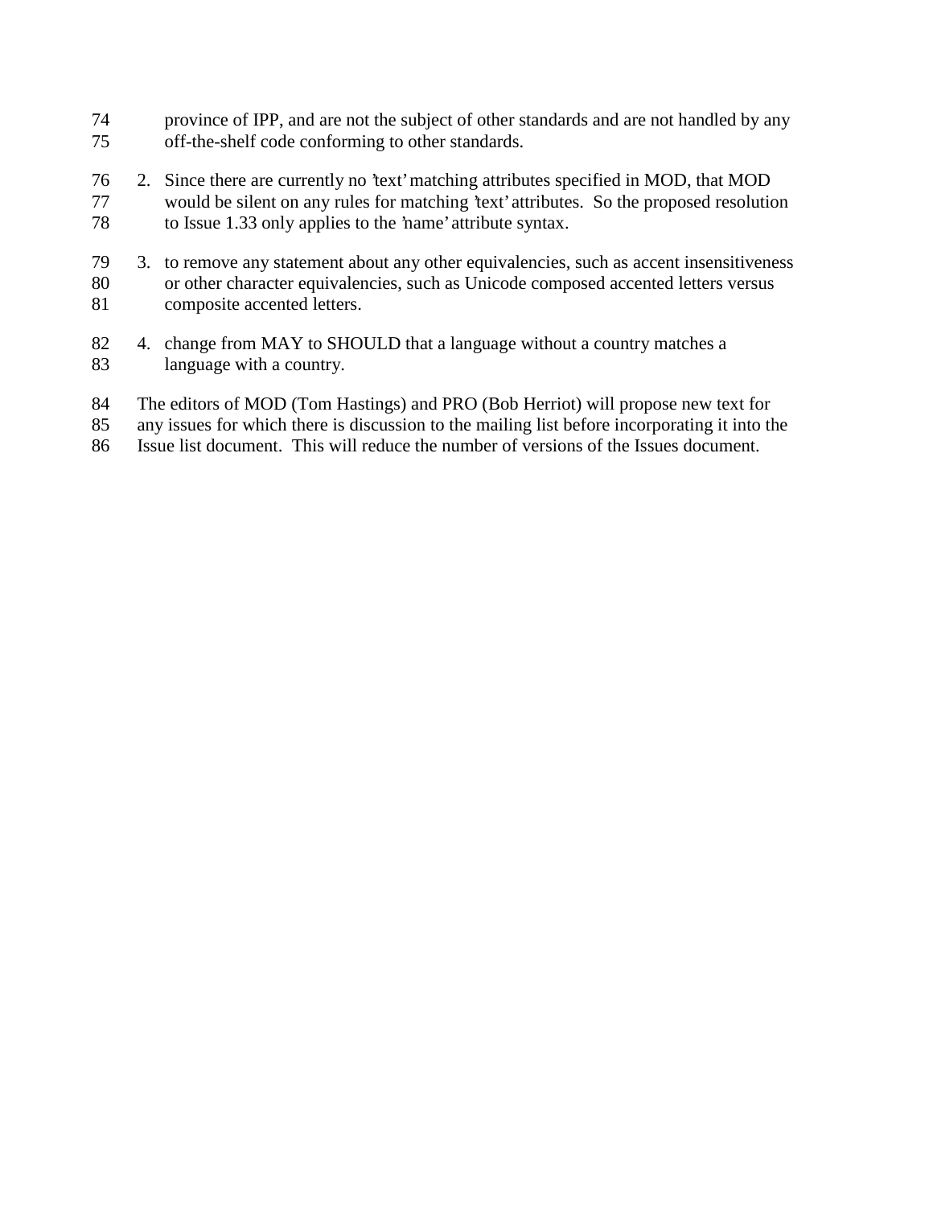province of IPP, and are not the subject of other standards and are not handled by any off-the-shelf code conforming to other standards.

2. Since there are currently no 'text' matching attributes specified in MOD, that MOD would be silent on any rules for matching 'text' attributes. So the proposed resolution to Issue 1.33 only applies to the 'name' attribute syntax.

3. to remove any statement about any other equivalencies, such as accent insensitiveness or other character equivalencies, such as Unicode composed accented letters versus composite accented letters.

4. change from MAY to SHOULD that a language without a country matches a language with a country.

The editors of MOD (Tom Hastings) and PRO (Bob Herriot) will propose new text for any issues for which there is discussion to the mailing list before incorporating it into the Issue list document. This will reduce the number of versions of the Issues document.